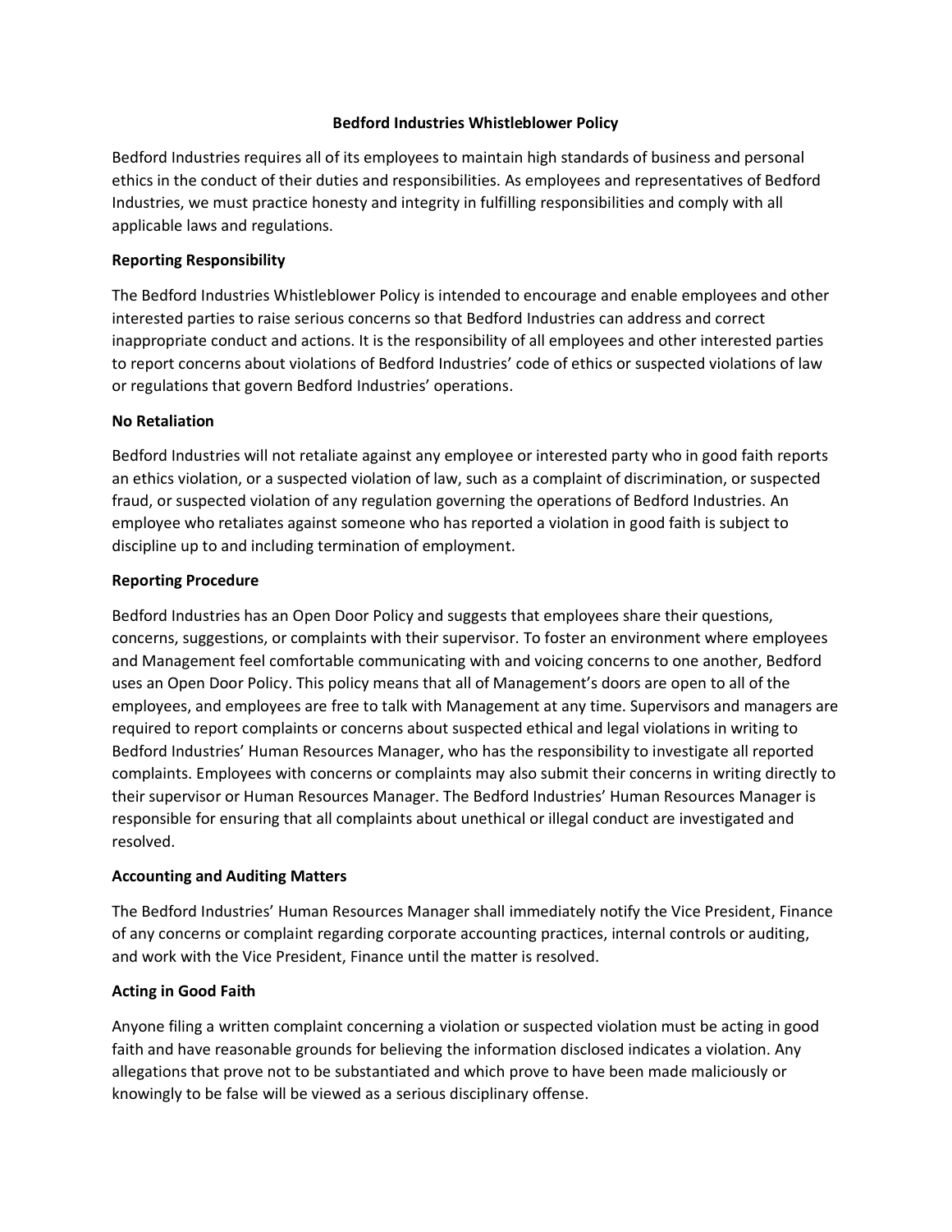# Bedford Industries Whistleblower Policy

Bedford Industries requires all of its employees to maintain high standards of business and personal ethics in the conduct of their duties and responsibilities. As employees and representatives of Bedford Industries, we must practice honesty and integrity in fulfilling responsibilities and comply with all applicable laws and regulations.

## Reporting Responsibility

The Bedford Industries Whistleblower Policy is intended to encourage and enable employees and other interested parties to raise serious concerns so that Bedford Industries can address and correct inappropriate conduct and actions. It is the responsibility of all employees and other interested parties to report concerns about violations of Bedford Industries' code of ethics or suspected violations of law or regulations that govern Bedford Industries' operations.

## No Retaliation

Bedford Industries will not retaliate against any employee or interested party who in good faith reports an ethics violation, or a suspected violation of law, such as a complaint of discrimination, or suspected fraud, or suspected violation of any regulation governing the operations of Bedford Industries. An employee who retaliates against someone who has reported a violation in good faith is subject to discipline up to and including termination of employment.

## Reporting Procedure

Bedford Industries has an Open Door Policy and suggests that employees share their questions, concerns, suggestions, or complaints with their supervisor. To foster an environment where employees and Management feel comfortable communicating with and voicing concerns to one another, Bedford uses an Open Door Policy. This policy means that all of Management's doors are open to all of the employees, and employees are free to talk with Management at any time. Supervisors and managers are required to report complaints or concerns about suspected ethical and legal violations in writing to Bedford Industries' Human Resources Manager, who has the responsibility to investigate all reported complaints. Employees with concerns or complaints may also submit their concerns in writing directly to their supervisor or Human Resources Manager. The Bedford Industries' Human Resources Manager is responsible for ensuring that all complaints about unethical or illegal conduct are investigated and resolved.

## Accounting and Auditing Matters

The Bedford Industries' Human Resources Manager shall immediately notify the Vice President, Finance of any concerns or complaint regarding corporate accounting practices, internal controls or auditing, and work with the Vice President, Finance until the matter is resolved.

## Acting in Good Faith

Anyone filing a written complaint concerning a violation or suspected violation must be acting in good faith and have reasonable grounds for believing the information disclosed indicates a violation. Any allegations that prove not to be substantiated and which prove to have been made maliciously or knowingly to be false will be viewed as a serious disciplinary offense.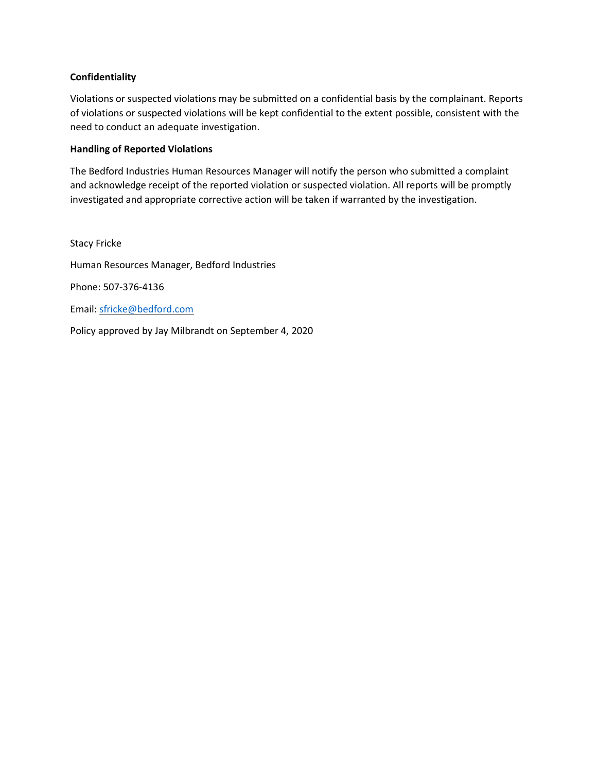**Confidentiality**

Violations or suspected violations may be submitted on a confidential basis by the complainant. Reports of violations or suspected violations will be kept confidential to the extent possible, consistent with the need to conduct an adequate investigation.

**Handling of Reported Violations**

The Bedford Industries Human Resources Manager will notify the person who submitted a complaint and acknowledge receipt of the reported violation or suspected violation. All reports will be promptly investigated and appropriate corrective action will be taken if warranted by the investigation.

Stacy Fricke

Human Resources Manager, Bedford Industries

Phone: 507-376-4136

Email: sfricke@bedford.com

Policy approved by Jay Milbrandt on September 4, 2020